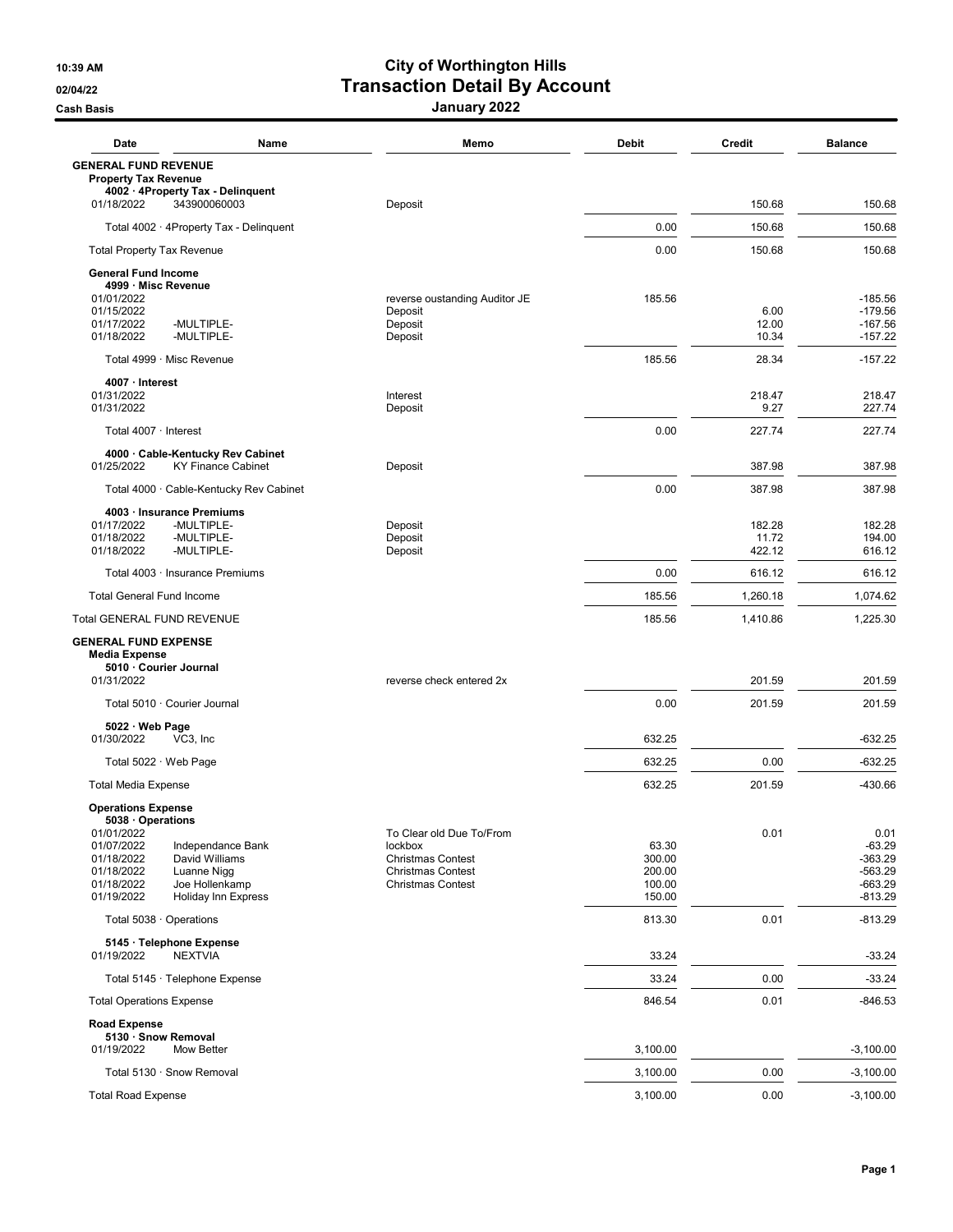**10:39 AM**
**02/04/22**
**Cash Basis**

# City of Worthington Hills
## Transaction Detail By Account
### January 2022

| Date | Name | Memo | Debit | Credit | Balance |
|---|---|---|---|---|---|
| **GENERAL FUND REVENUE** | | | | | |
| **Property Tax Revenue** | | | | | |
| **4002 · 4Property Tax - Delinquent** | | | | | |
| 01/18/2022 | 343900060003 | Deposit | | 150.68 | 150.68 |
| Total 4002 · 4Property Tax - Delinquent | | | 0.00 | 150.68 | 150.68 |
| Total Property Tax Revenue | | | 0.00 | 150.68 | 150.68 |
| **General Fund Income** | | | | | |
| **4999 · Misc Revenue** | | | | | |
| 01/01/2022 | | reverse oustanding Auditor JE | 185.56 | | -185.56 |
| 01/15/2022 | | Deposit | | 6.00 | -179.56 |
| 01/17/2022 | -MULTIPLE- | Deposit | | 12.00 | -167.56 |
| 01/18/2022 | -MULTIPLE- | Deposit | | 10.34 | -157.22 |
| Total 4999 · Misc Revenue | | | 185.56 | 28.34 | -157.22 |
| **4007 · Interest** | | | | | |
| 01/31/2022 | | Interest | | 218.47 | 218.47 |
| 01/31/2022 | | Deposit | | 9.27 | 227.74 |
| Total 4007 · Interest | | | 0.00 | 227.74 | 227.74 |
| **4000 · Cable-Kentucky Rev Cabinet** | | | | | |
| 01/25/2022 | KY Finance Cabinet | Deposit | | 387.98 | 387.98 |
| Total 4000 · Cable-Kentucky Rev Cabinet | | | 0.00 | 387.98 | 387.98 |
| **4003 · Insurance Premiums** | | | | | |
| 01/17/2022 | -MULTIPLE- | Deposit | | 182.28 | 182.28 |
| 01/18/2022 | -MULTIPLE- | Deposit | | 11.72 | 194.00 |
| 01/18/2022 | -MULTIPLE- | Deposit | | 422.12 | 616.12 |
| Total 4003 · Insurance Premiums | | | 0.00 | 616.12 | 616.12 |
| Total General Fund Income | | | 185.56 | 1,260.18 | 1,074.62 |
| Total GENERAL FUND REVENUE | | | 185.56 | 1,410.86 | 1,225.30 |
| **GENERAL FUND EXPENSE** | | | | | |
| **Media Expense** | | | | | |
| **5010 · Courier Journal** | | | | | |
| 01/31/2022 | | reverse check entered 2x | | 201.59 | 201.59 |
| Total 5010 · Courier Journal | | | 0.00 | 201.59 | 201.59 |
| **5022 · Web Page** | | | | | |
| 01/30/2022 | VC3, Inc | | 632.25 | | -632.25 |
| Total 5022 · Web Page | | | 632.25 | 0.00 | -632.25 |
| Total Media Expense | | | 632.25 | 201.59 | -430.66 |
| **Operations Expense** | | | | | |
| **5038 · Operations** | | | | | |
| 01/01/2022 | | To Clear old Due To/From | | 0.01 | 0.01 |
| 01/07/2022 | Independance Bank | lockbox | 63.30 | | -63.29 |
| 01/18/2022 | David Williams | Christmas Contest | 300.00 | | -363.29 |
| 01/18/2022 | Luanne Nigg | Christmas Contest | 200.00 | | -563.29 |
| 01/18/2022 | Joe Hollenkamp | Christmas Contest | 100.00 | | -663.29 |
| 01/19/2022 | Holiday Inn Express | | 150.00 | | -813.29 |
| Total 5038 · Operations | | | 813.30 | 0.01 | -813.29 |
| **5145 · Telephone Expense** | | | | | |
| 01/19/2022 | NEXTVIA | | 33.24 | | -33.24 |
| Total 5145 · Telephone Expense | | | 33.24 | 0.00 | -33.24 |
| Total Operations Expense | | | 846.54 | 0.01 | -846.53 |
| **Road Expense** | | | | | |
| **5130 · Snow Removal** | | | | | |
| 01/19/2022 | Mow Better | | 3,100.00 | | -3,100.00 |
| Total 5130 · Snow Removal | | | 3,100.00 | 0.00 | -3,100.00 |
| Total Road Expense | | | 3,100.00 | 0.00 | -3,100.00 |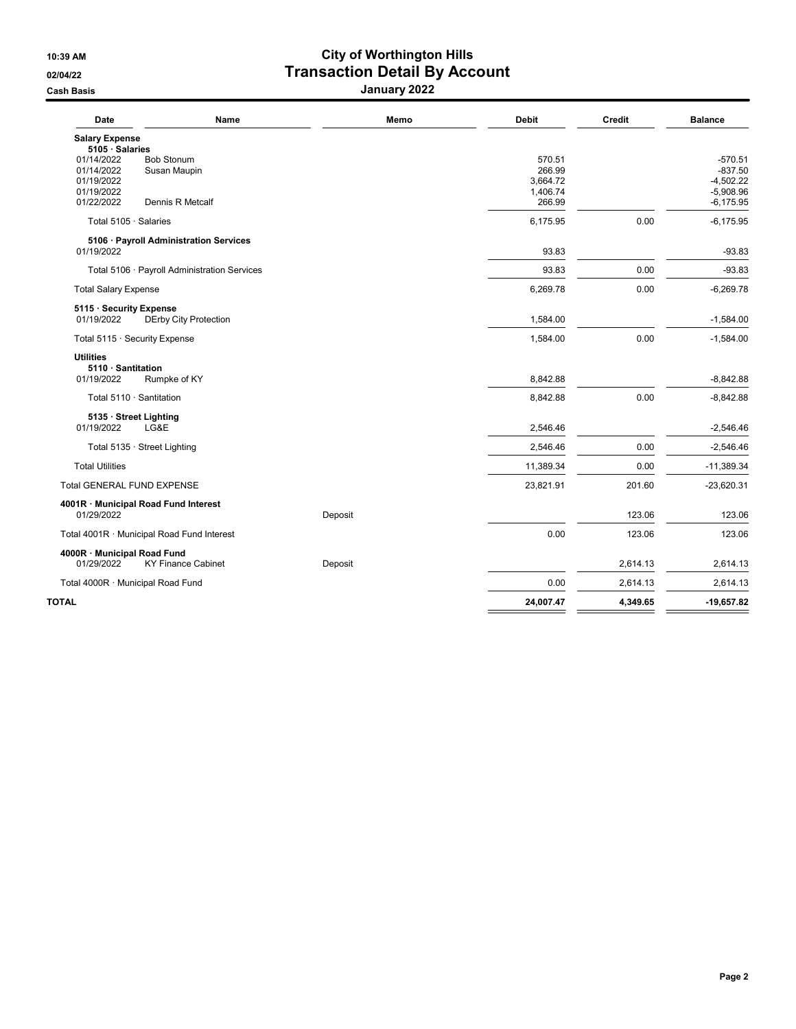# City of Worthington Hills

## Transaction Detail By Account

### January 2022

10:39 AM
02/04/22
Cash Basis

| Date | Name | Memo | Debit | Credit | Balance |
|---|---|---|---|---|---|
| **Salary Expense** | | | | | |
| **5105 · Salaries** | | | | | |
| 01/14/2022 | Bob Stonum | | 570.51 | | -570.51 |
| 01/14/2022 | Susan Maupin | | 266.99 | | -837.50 |
| 01/19/2022 | | | 3,664.72 | | -4,502.22 |
| 01/19/2022 | | | 1,406.74 | | -5,908.96 |
| 01/22/2022 | Dennis R Metcalf | | 266.99 | | -6,175.95 |
| Total 5105 · Salaries | | | 6,175.95 | 0.00 | -6,175.95 |
| **5106 · Payroll Administration Services** | | | | | |
| 01/19/2022 | | | 93.83 | | -93.83 |
| Total 5106 · Payroll Administration Services | | | 93.83 | 0.00 | -93.83 |
| Total Salary Expense | | | 6,269.78 | 0.00 | -6,269.78 |
| **5115 · Security Expense** | | | | | |
| 01/19/2022 | DErby City Protection | | 1,584.00 | | -1,584.00 |
| Total 5115 · Security Expense | | | 1,584.00 | 0.00 | -1,584.00 |
| **Utilities** | | | | | |
| **5110 · Santitation** | | | | | |
| 01/19/2022 | Rumpke of KY | | 8,842.88 | | -8,842.88 |
| Total 5110 · Santitation | | | 8,842.88 | 0.00 | -8,842.88 |
| **5135 · Street Lighting** | | | | | |
| 01/19/2022 | LG&E | | 2,546.46 | | -2,546.46 |
| Total 5135 · Street Lighting | | | 2,546.46 | 0.00 | -2,546.46 |
| Total Utilities | | | 11,389.34 | 0.00 | -11,389.34 |
| Total GENERAL FUND EXPENSE | | | 23,821.91 | 201.60 | -23,620.31 |
| **4001R · Municipal Road Fund Interest** | | | | | |
| 01/29/2022 | | Deposit | | 123.06 | 123.06 |
| Total 4001R · Municipal Road Fund Interest | | | 0.00 | 123.06 | 123.06 |
| **4000R · Municipal Road Fund** | | | | | |
| 01/29/2022 | KY Finance Cabinet | Deposit | | 2,614.13 | 2,614.13 |
| Total 4000R · Municipal Road Fund | | | 0.00 | 2,614.13 | 2,614.13 |
| **TOTAL** | | | **24,007.47** | **4,349.65** | **-19,657.82** |